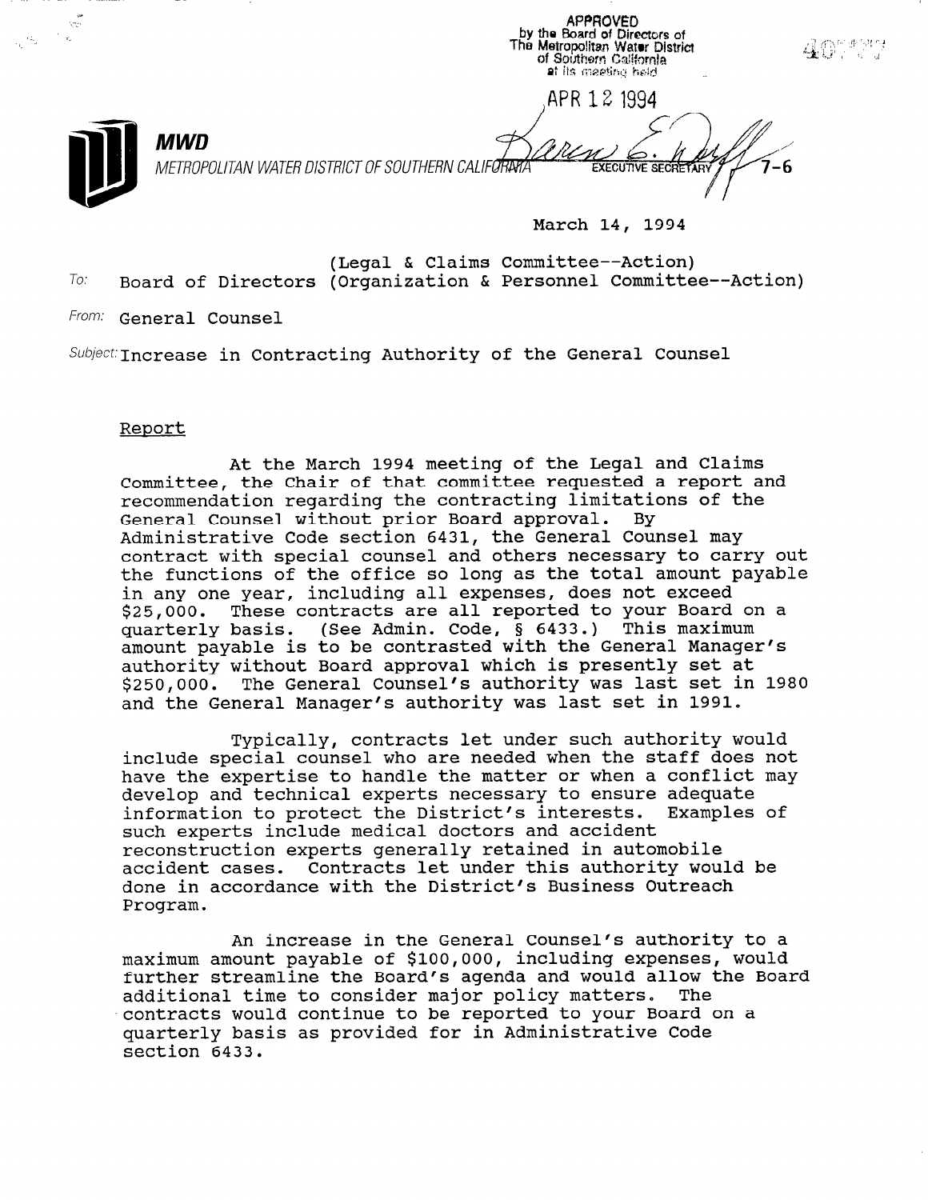APPROVED
by the Board of Directors of
The Metropolitan Water District
of Southern California
at its meeting held

APR 12 1994

EXECUTIVE SECRETARY

**MWD**

METROPOLITAN WATER DISTRICT OF SOUTHERN CALIFORNIA

7-6

March 14, 1994

To: Board of Directors (Legal & Claims Committee--Action) (Organization & Personnel Committee--Action)

From: General Counsel

Subject: Increase in Contracting Authority of the General Counsel

Report

At the March 1994 meeting of the Legal and Claims Committee, the Chair of that committee requested a report and recommendation regarding the contracting limitations of the General Counsel without prior Board approval. By Administrative Code section 6431, the General Counsel may contract with special counsel and others necessary to carry out the functions of the office so long as the total amount payable in any one year, including all expenses, does not exceed $25,000. These contracts are all reported to your Board on a quarterly basis. (See Admin. Code, § 6433.) This maximum amount payable is to be contrasted with the General Manager's authority without Board approval which is presently set at $250,000. The General Counsel's authority was last set in 1980 and the General Manager's authority was last set in 1991.

Typically, contracts let under such authority would include special counsel who are needed when the staff does not have the expertise to handle the matter or when a conflict may develop and technical experts necessary to ensure adequate information to protect the District's interests. Examples of such experts include medical doctors and accident reconstruction experts generally retained in automobile accident cases. Contracts let under this authority would be done in accordance with the District's Business Outreach Program.

An increase in the General Counsel's authority to a maximum amount payable of $100,000, including expenses, would further streamline the Board's agenda and would allow the Board additional time to consider major policy matters. The contracts would continue to be reported to your Board on a quarterly basis as provided for in Administrative Code section 6433.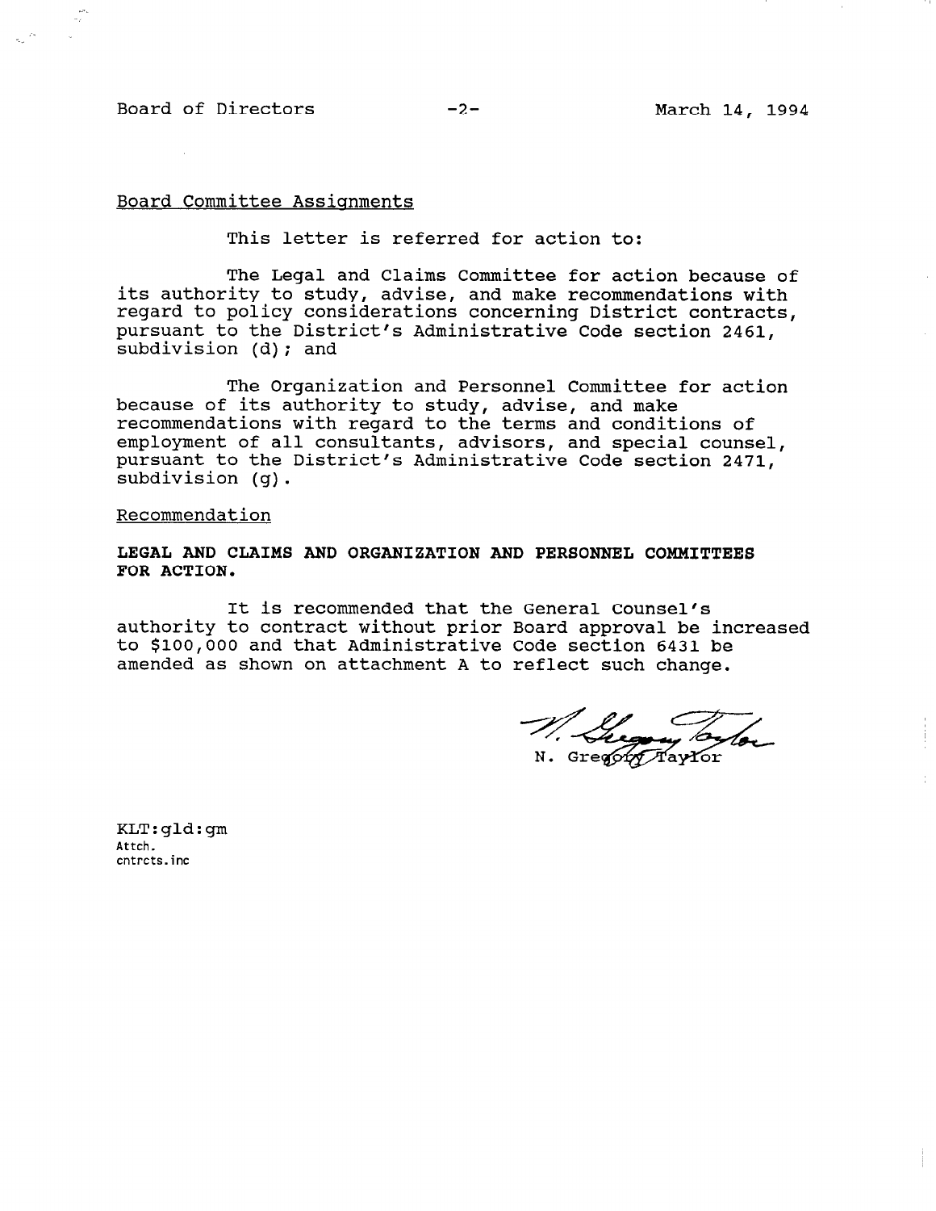Board Committee Assignments

This letter is referred for action to:

The Legal and Claims Committee for action because of its authority to study, advise, and make recommendations with regard to policy considerations concerning District contracts, pursuant to the District's Administrative Code section 2461, subdivision (d); and

The Organization and Personnel Committee for action because of its authority to study, advise, and make recommendations with regard to the terms and conditions of employment of all consultants, advisors, and special counsel, pursuant to the District's Administrative Code section 2471, subdivision (g).

Recommendation

**LEGAL AND CLAIMS AND ORGANIZATION AND PERSONNEL COMMITTEES FOR ACTION.**

It is recommended that the General Counsel's authority to contract without prior Board approval be increased to $100,000 and that Administrative Code section 6431 be amended as shown on attachment A to reflect such change.

N. Gregory Taylor

KLT:gld:gm
Attch.
cntrcts.inc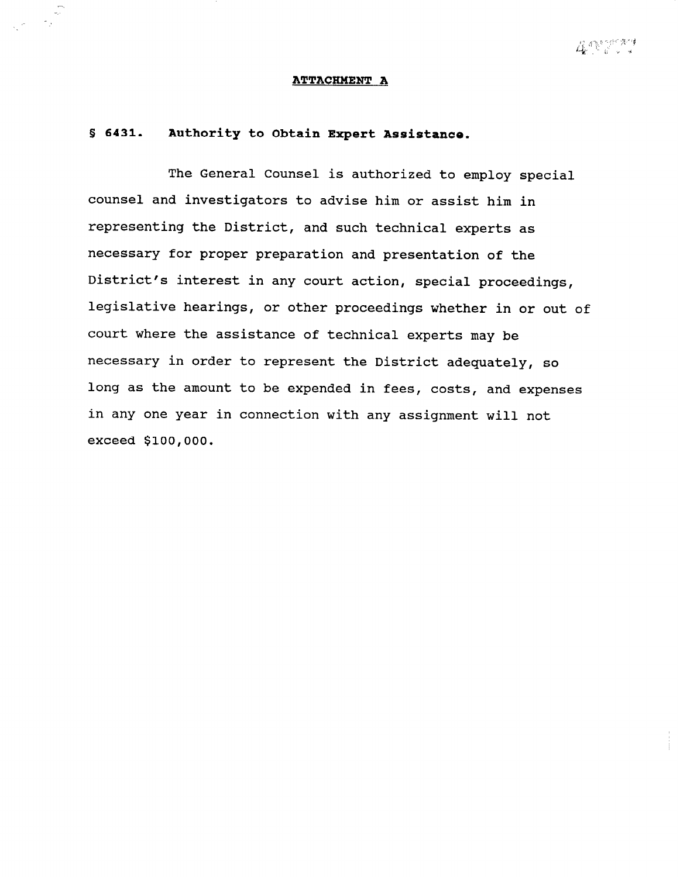**ATTACHMENT A**

**§ 6431. Authority to Obtain Expert Assistance.**

The General Counsel is authorized to employ special counsel and investigators to advise him or assist him in representing the District, and such technical experts as necessary for proper preparation and presentation of the District's interest in any court action, special proceedings, legislative hearings, or other proceedings whether in or out of court where the assistance of technical experts may be necessary in order to represent the District adequately, so long as the amount to be expended in fees, costs, and expenses in any one year in connection with any assignment will not exceed $100,000.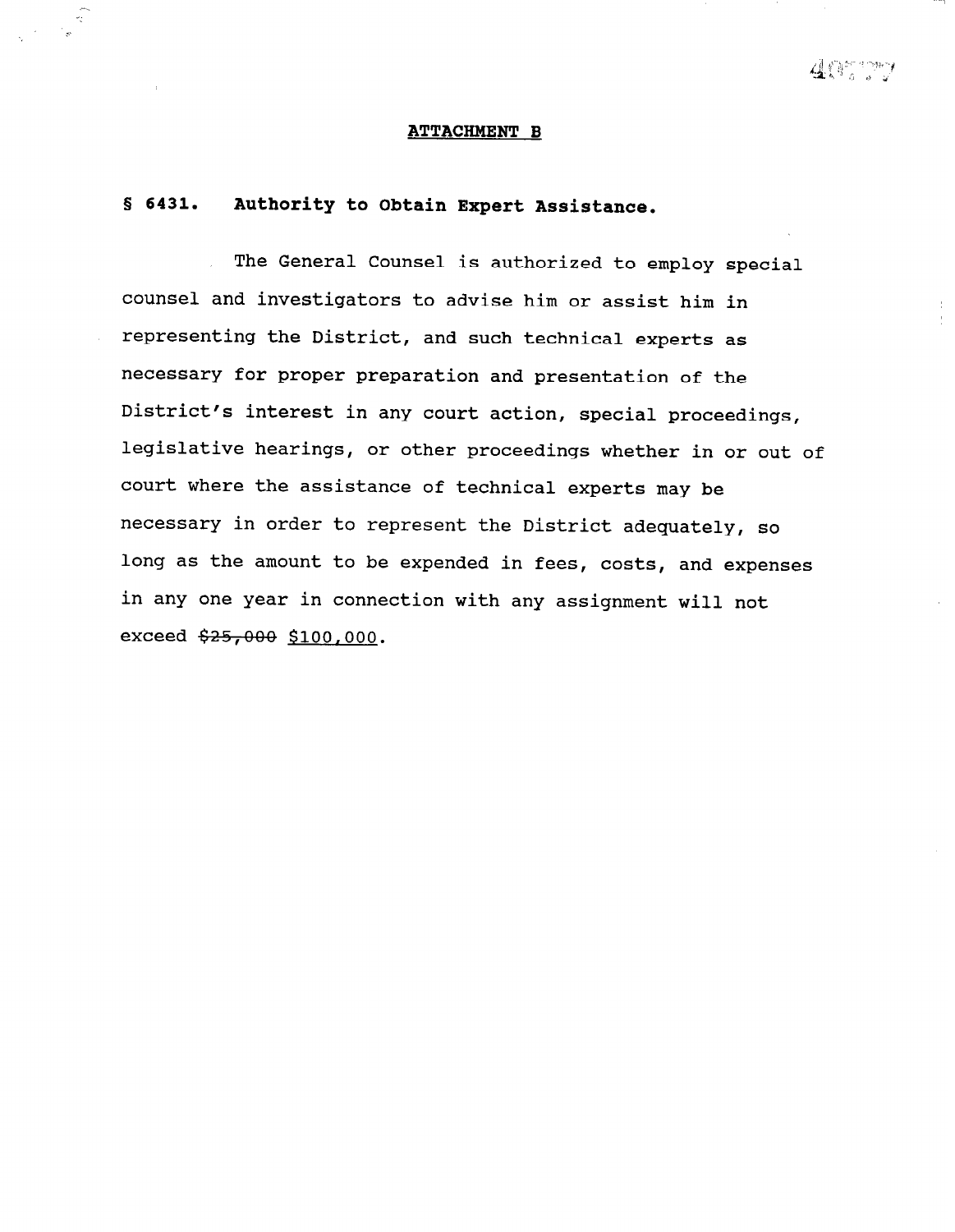**ATTACHMENT B**

## § 6431. Authority to Obtain Expert Assistance.

The General Counsel is authorized to employ special counsel and investigators to advise him or assist him in representing the District, and such technical experts as necessary for proper preparation and presentation of the District's interest in any court action, special proceedings, legislative hearings, or other proceedings whether in or out of court where the assistance of technical experts may be necessary in order to represent the District adequately, so long as the amount to be expended in fees, costs, and expenses in any one year in connection with any assignment will not exceed ~~$25,000~~ <u>$100,000</u>.